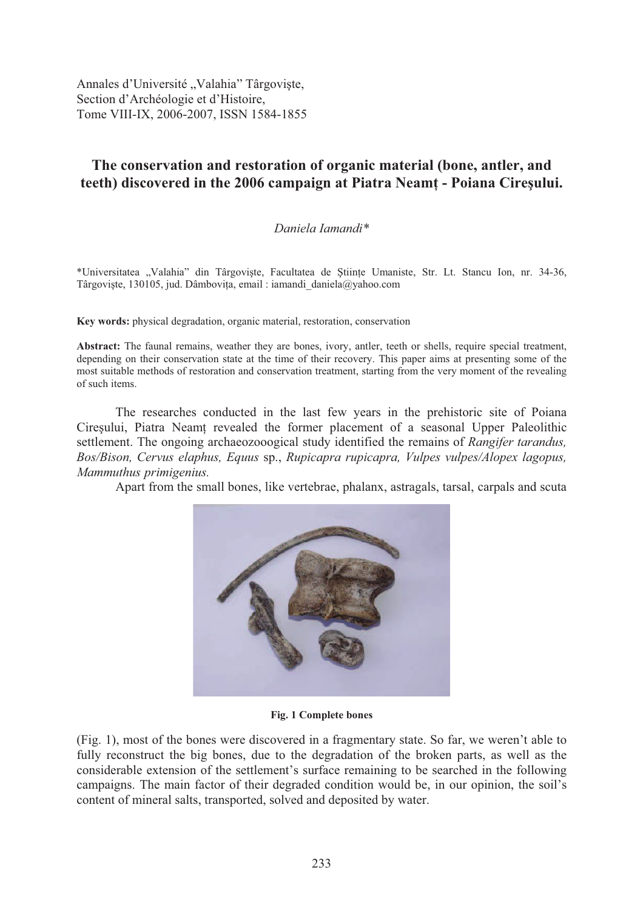Annales d'Université „Valahia" Târgovişte,
Section d'Archéologie et d'Histoire,
Tome VIII-IX, 2006-2007, ISSN 1584-1855

# The conservation and restoration of organic material (bone, antler, and teeth) discovered in the 2006 campaign at Piatra Neamţ - Poiana Cireşului.

*Daniela Iamandi\**

\*Universitatea „Valahia" din Târgovişte, Facultatea de Ştiinţe Umaniste, Str. Lt. Stancu Ion, nr. 34-36, Târgovişte, 130105, jud. Dâmboviţa, email : iamandi_daniela@yahoo.com

**Key words:** physical degradation, organic material, restoration, conservation

**Abstract:** The faunal remains, weather they are bones, ivory, antler, teeth or shells, require special treatment, depending on their conservation state at the time of their recovery. This paper aims at presenting some of the most suitable methods of restoration and conservation treatment, starting from the very moment of the revealing of such items.

The researches conducted in the last few years in the prehistoric site of Poiana Cireşului, Piatra Neamţ revealed the former placement of a seasonal Upper Paleolithic settlement. The ongoing archaeozooogical study identified the remains of *Rangifer tarandus, Bos/Bison, Cervus elaphus, Equus* sp., *Rupicapra rupicapra, Vulpes vulpes/Alopex lagopus, Mammuthus primigenius.*

Apart from the small bones, like vertebrae, phalanx, astragals, tarsal, carpals and scuta

**Fig. 1 Complete bones**

(Fig. 1), most of the bones were discovered in a fragmentary state. So far, we weren't able to fully reconstruct the big bones, due to the degradation of the broken parts, as well as the considerable extension of the settlement's surface remaining to be searched in the following campaigns. The main factor of their degraded condition would be, in our opinion, the soil's content of mineral salts, transported, solved and deposited by water.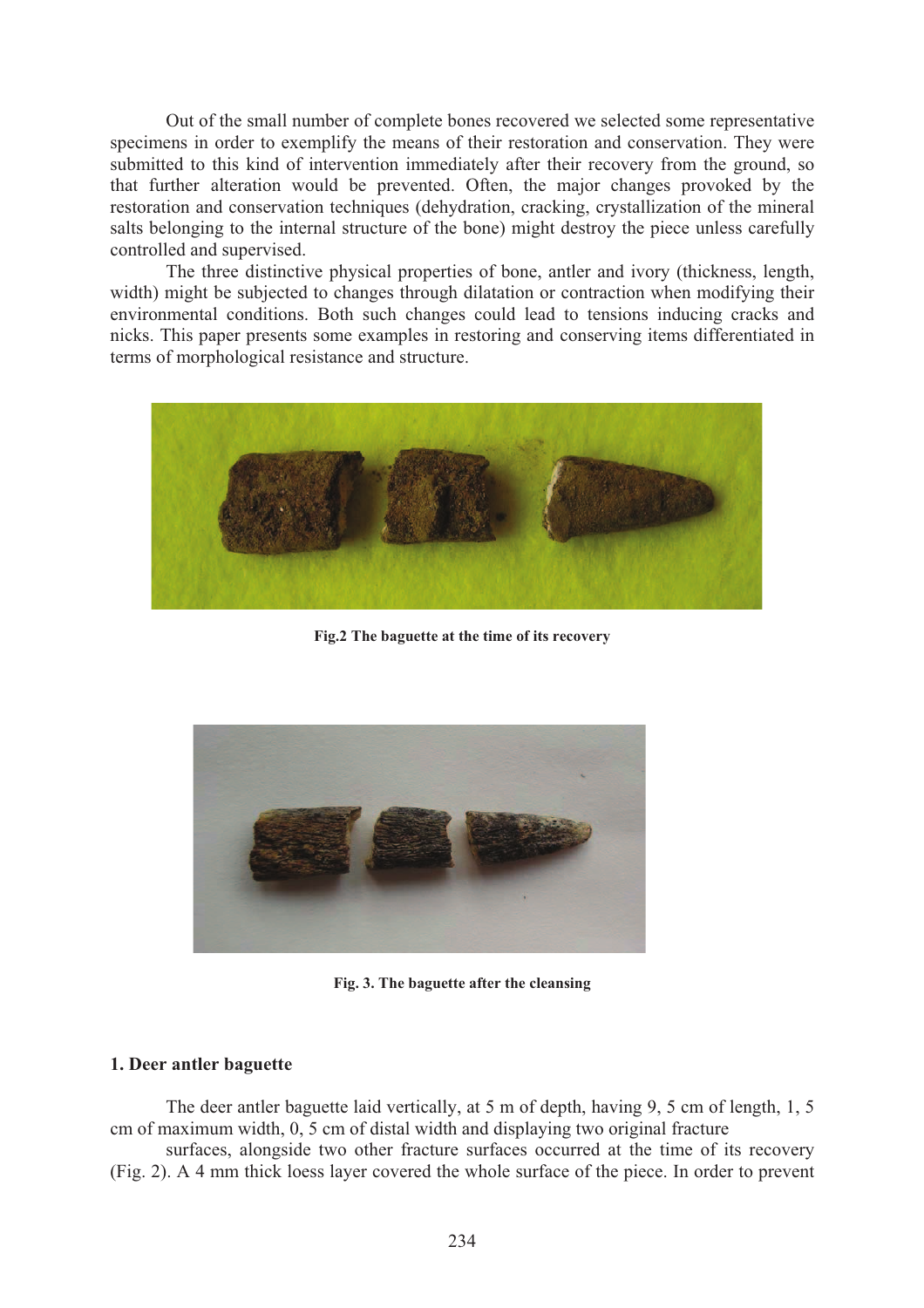Out of the small number of complete bones recovered we selected some representative specimens in order to exemplify the means of their restoration and conservation. They were submitted to this kind of intervention immediately after their recovery from the ground, so that further alteration would be prevented. Often, the major changes provoked by the restoration and conservation techniques (dehydration, cracking, crystallization of the mineral salts belonging to the internal structure of the bone) might destroy the piece unless carefully controlled and supervised.

The three distinctive physical properties of bone, antler and ivory (thickness, length, width) might be subjected to changes through dilatation or contraction when modifying their environmental conditions. Both such changes could lead to tensions inducing cracks and nicks. This paper presents some examples in restoring and conserving items differentiated in terms of morphological resistance and structure.

**Fig.2 The baguette at the time of its recovery**

**Fig. 3. The baguette after the cleansing**

### 1. Deer antler baguette

The deer antler baguette laid vertically, at 5 m of depth, having 9, 5 cm of length, 1, 5 cm of maximum width, 0, 5 cm of distal width and displaying two original fracture surfaces, alongside two other fracture surfaces occurred at the time of its recovery (Fig. 2). A 4 mm thick loess layer covered the whole surface of the piece. In order to prevent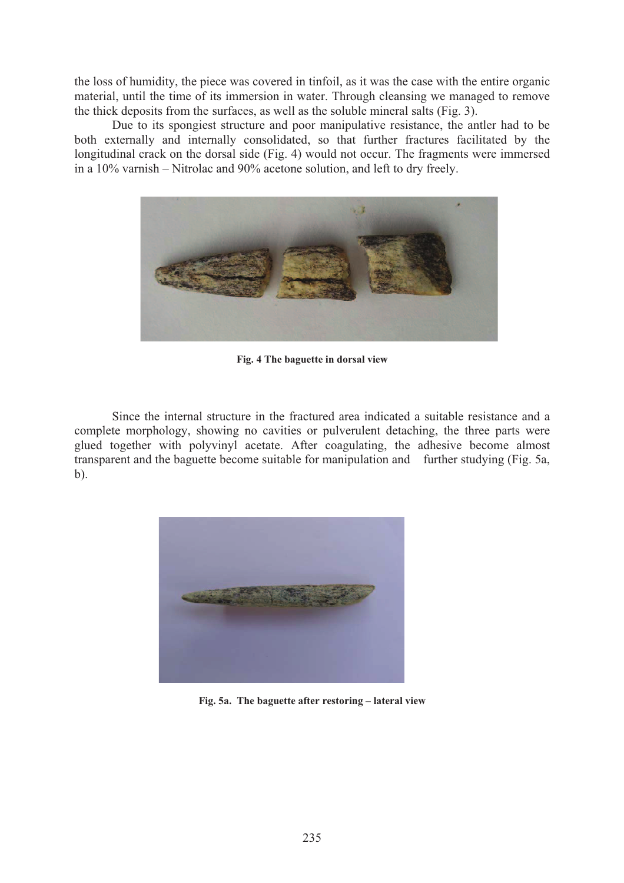the loss of humidity, the piece was covered in tinfoil, as it was the case with the entire organic material, until the time of its immersion in water. Through cleansing we managed to remove the thick deposits from the surfaces, as well as the soluble mineral salts (Fig. 3).

Due to its spongiest structure and poor manipulative resistance, the antler had to be both externally and internally consolidated, so that further fractures facilitated by the longitudinal crack on the dorsal side (Fig. 4) would not occur. The fragments were immersed in a 10% varnish – Nitrolac and 90% acetone solution, and left to dry freely.

**Fig. 4 The baguette in dorsal view**

Since the internal structure in the fractured area indicated a suitable resistance and a complete morphology, showing no cavities or pulverulent detaching, the three parts were glued together with polyvinyl acetate. After coagulating, the adhesive become almost transparent and the baguette become suitable for manipulation and further studying (Fig. 5a, b).

**Fig. 5a. The baguette after restoring – lateral view**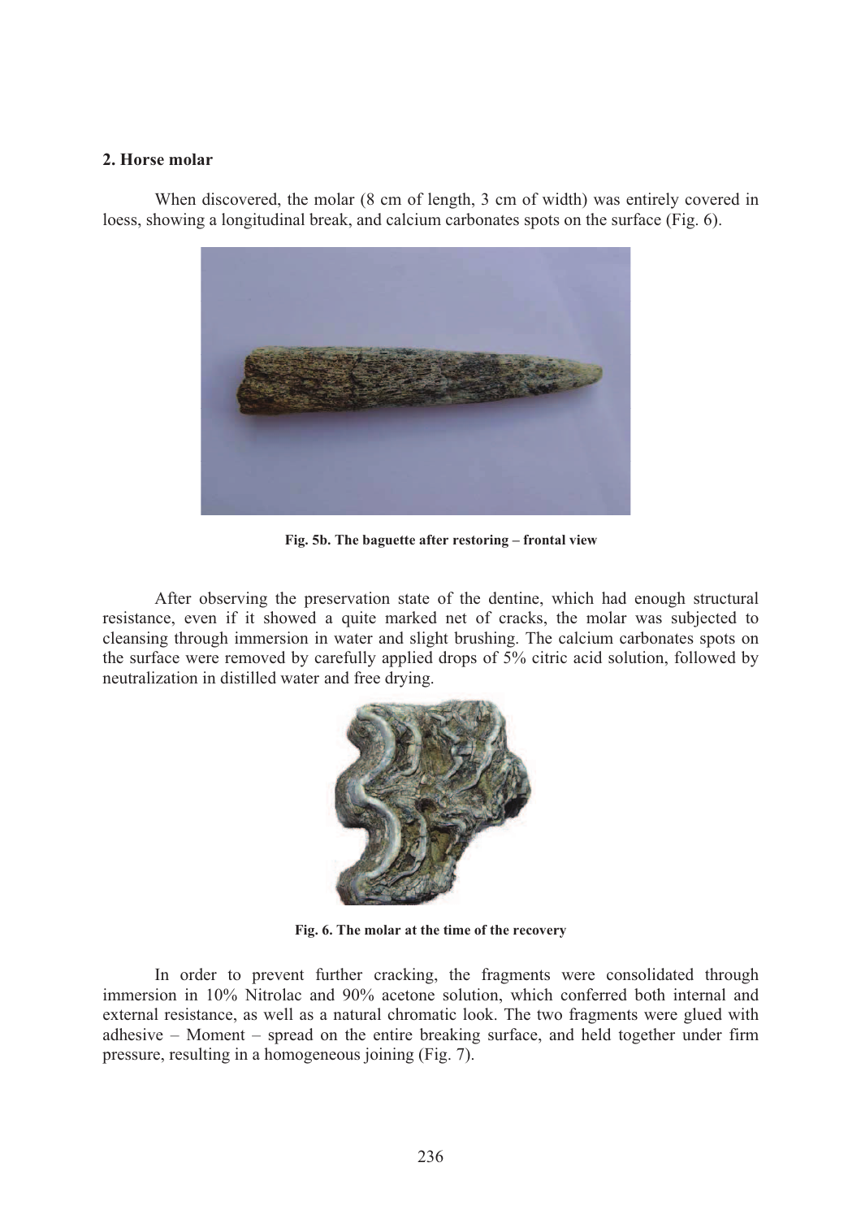## 2. Horse molar

When discovered, the molar (8 cm of length, 3 cm of width) was entirely covered in loess, showing a longitudinal break, and calcium carbonates spots on the surface (Fig. 6).

**Fig. 5b. The baguette after restoring – frontal view**

After observing the preservation state of the dentine, which had enough structural resistance, even if it showed a quite marked net of cracks, the molar was subjected to cleansing through immersion in water and slight brushing. The calcium carbonates spots on the surface were removed by carefully applied drops of 5% citric acid solution, followed by neutralization in distilled water and free drying.

**Fig. 6. The molar at the time of the recovery**

In order to prevent further cracking, the fragments were consolidated through immersion in 10% Nitrolac and 90% acetone solution, which conferred both internal and external resistance, as well as a natural chromatic look. The two fragments were glued with adhesive – Moment – spread on the entire breaking surface, and held together under firm pressure, resulting in a homogeneous joining (Fig. 7).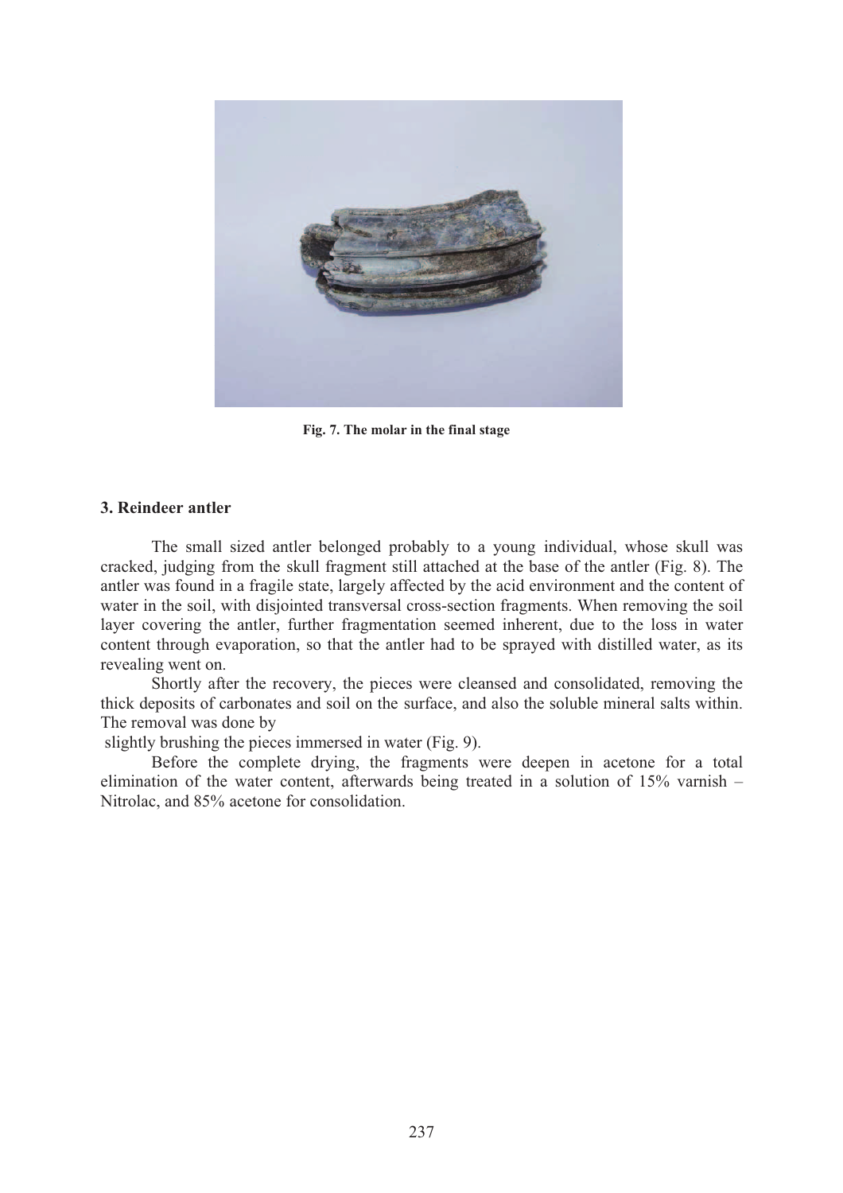Fig. 7. The molar in the final stage

## 3. Reindeer antler

The small sized antler belonged probably to a young individual, whose skull was cracked, judging from the skull fragment still attached at the base of the antler (Fig. 8). The antler was found in a fragile state, largely affected by the acid environment and the content of water in the soil, with disjointed transversal cross-section fragments. When removing the soil layer covering the antler, further fragmentation seemed inherent, due to the loss in water content through evaporation, so that the antler had to be sprayed with distilled water, as its revealing went on.

Shortly after the recovery, the pieces were cleansed and consolidated, removing the thick deposits of carbonates and soil on the surface, and also the soluble mineral salts within. The removal was done by slightly brushing the pieces immersed in water (Fig. 9).

Before the complete drying, the fragments were deepen in acetone for a total elimination of the water content, afterwards being treated in a solution of 15% varnish – Nitrolac, and 85% acetone for consolidation.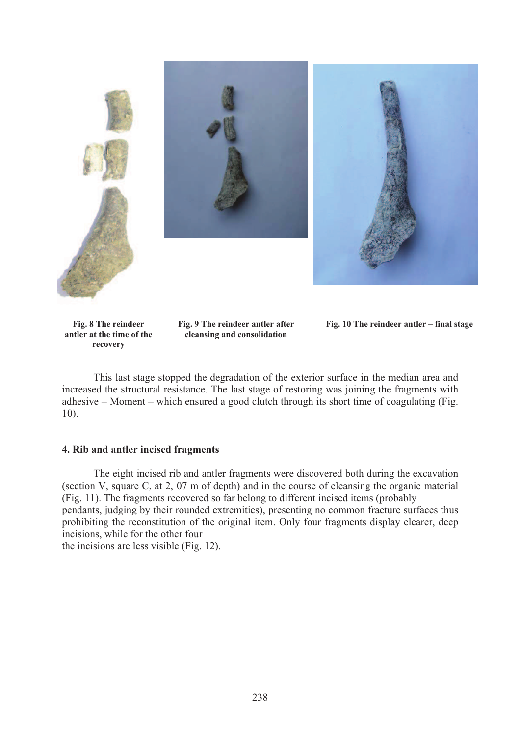**Fig. 8 The reindeer antler at the time of the recovery**

**Fig. 9 The reindeer antler after cleansing and consolidation**

**Fig. 10 The reindeer antler – final stage**

This last stage stopped the degradation of the exterior surface in the median area and increased the structural resistance. The last stage of restoring was joining the fragments with adhesive – Moment – which ensured a good clutch through its short time of coagulating (Fig. 10).

## 4. Rib and antler incised fragments

The eight incised rib and antler fragments were discovered both during the excavation (section V, square C, at 2, 07 m of depth) and in the course of cleansing the organic material (Fig. 11). The fragments recovered so far belong to different incised items (probably pendants, judging by their rounded extremities), presenting no common fracture surfaces thus prohibiting the reconstitution of the original item. Only four fragments display clearer, deep incisions, while for the other four the incisions are less visible (Fig. 12).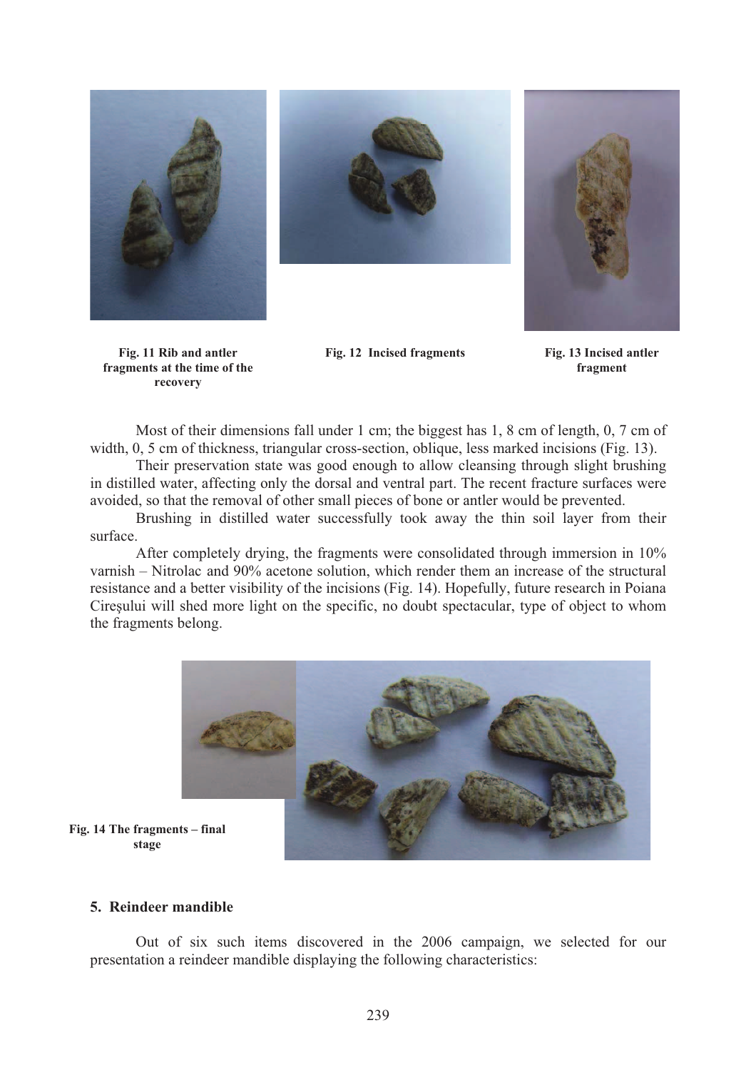**Fig. 11 Rib and antler fragments at the time of the recovery**

**Fig. 12 Incised fragments**

**Fig. 13 Incised antler fragment**

Most of their dimensions fall under 1 cm; the biggest has 1, 8 cm of length, 0, 7 cm of width, 0, 5 cm of thickness, triangular cross-section, oblique, less marked incisions (Fig. 13).

Their preservation state was good enough to allow cleansing through slight brushing in distilled water, affecting only the dorsal and ventral part. The recent fracture surfaces were avoided, so that the removal of other small pieces of bone or antler would be prevented.

Brushing in distilled water successfully took away the thin soil layer from their surface.

After completely drying, the fragments were consolidated through immersion in 10% varnish – Nitrolac and 90% acetone solution, which render them an increase of the structural resistance and a better visibility of the incisions (Fig. 14). Hopefully, future research in Poiana Cireşului will shed more light on the specific, no doubt spectacular, type of object to whom the fragments belong.

**Fig. 14 The fragments – final stage**

## 5. Reindeer mandible

Out of six such items discovered in the 2006 campaign, we selected for our presentation a reindeer mandible displaying the following characteristics: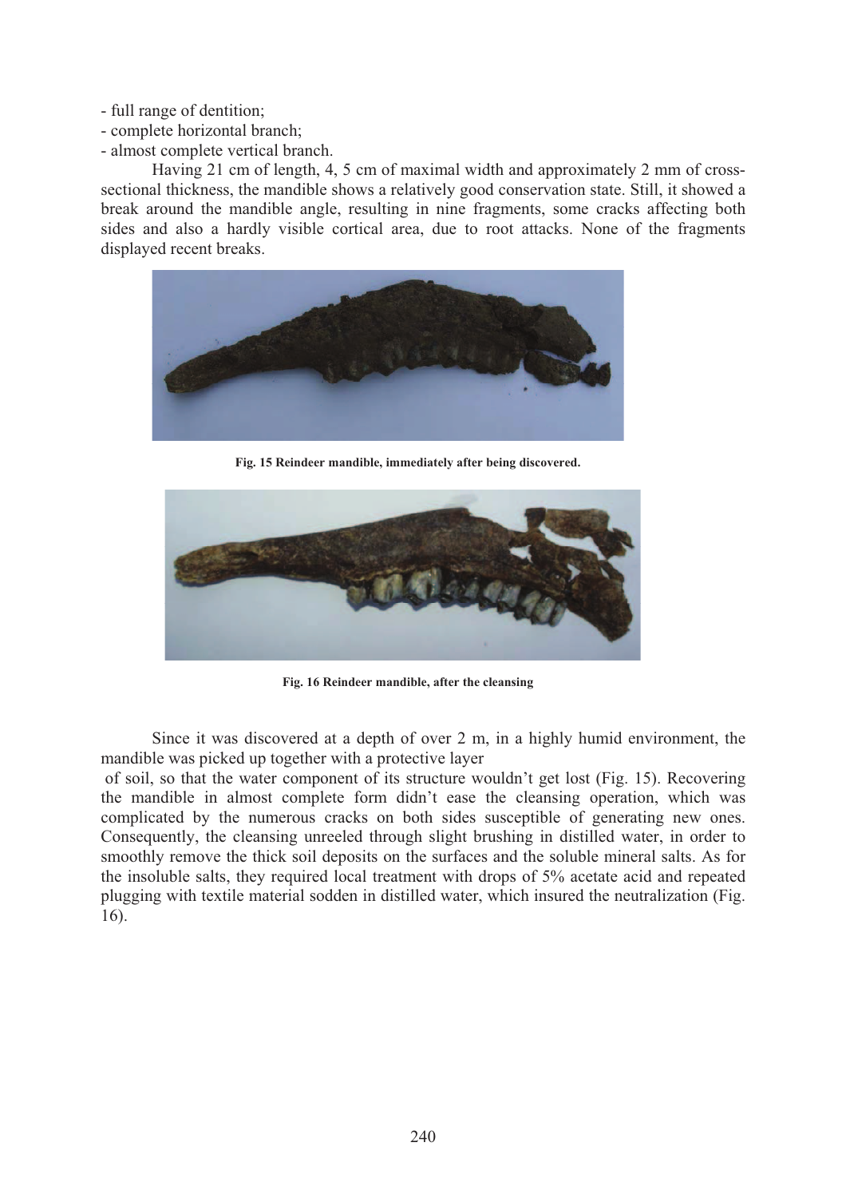- full range of dentition;
- complete horizontal branch;
- almost complete vertical branch.

Having 21 cm of length, 4, 5 cm of maximal width and approximately 2 mm of cross-sectional thickness, the mandible shows a relatively good conservation state. Still, it showed a break around the mandible angle, resulting in nine fragments, some cracks affecting both sides and also a hardly visible cortical area, due to root attacks. None of the fragments displayed recent breaks.

**Fig. 15 Reindeer mandible, immediately after being discovered.**

**Fig. 16 Reindeer mandible, after the cleansing**

Since it was discovered at a depth of over 2 m, in a highly humid environment, the mandible was picked up together with a protective layer of soil, so that the water component of its structure wouldn't get lost (Fig. 15). Recovering the mandible in almost complete form didn't ease the cleansing operation, which was complicated by the numerous cracks on both sides susceptible of generating new ones. Consequently, the cleansing unreeled through slight brushing in distilled water, in order to smoothly remove the thick soil deposits on the surfaces and the soluble mineral salts. As for the insoluble salts, they required local treatment with drops of 5% acetate acid and repeated plugging with textile material sodden in distilled water, which insured the neutralization (Fig. 16).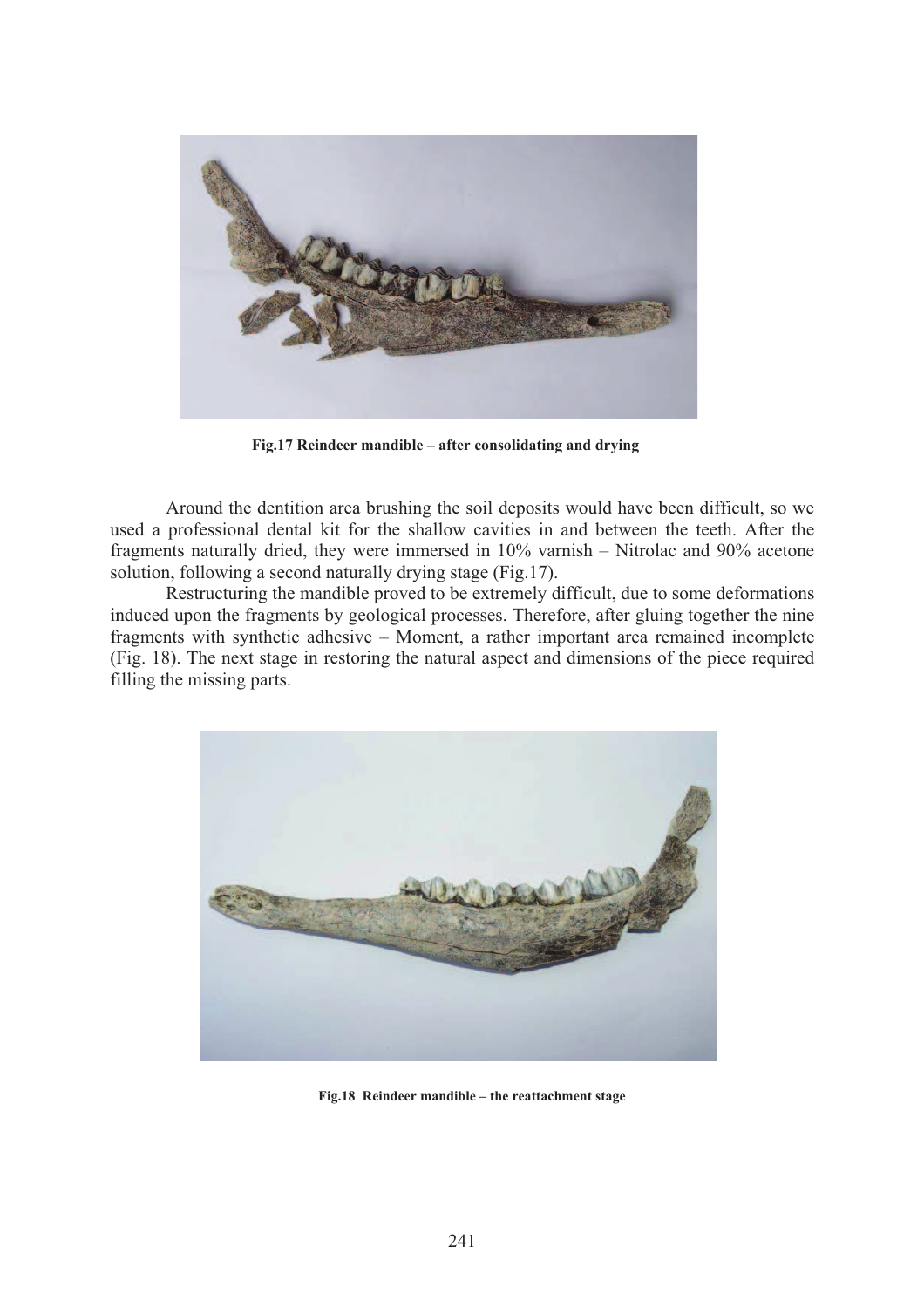**Fig.17 Reindeer mandible – after consolidating and drying**

Around the dentition area brushing the soil deposits would have been difficult, so we used a professional dental kit for the shallow cavities in and between the teeth. After the fragments naturally dried, they were immersed in 10% varnish – Nitrolac and 90% acetone solution, following a second naturally drying stage (Fig.17).

Restructuring the mandible proved to be extremely difficult, due to some deformations induced upon the fragments by geological processes. Therefore, after gluing together the nine fragments with synthetic adhesive – Moment, a rather important area remained incomplete (Fig. 18). The next stage in restoring the natural aspect and dimensions of the piece required filling the missing parts.

**Fig.18 Reindeer mandible – the reattachment stage**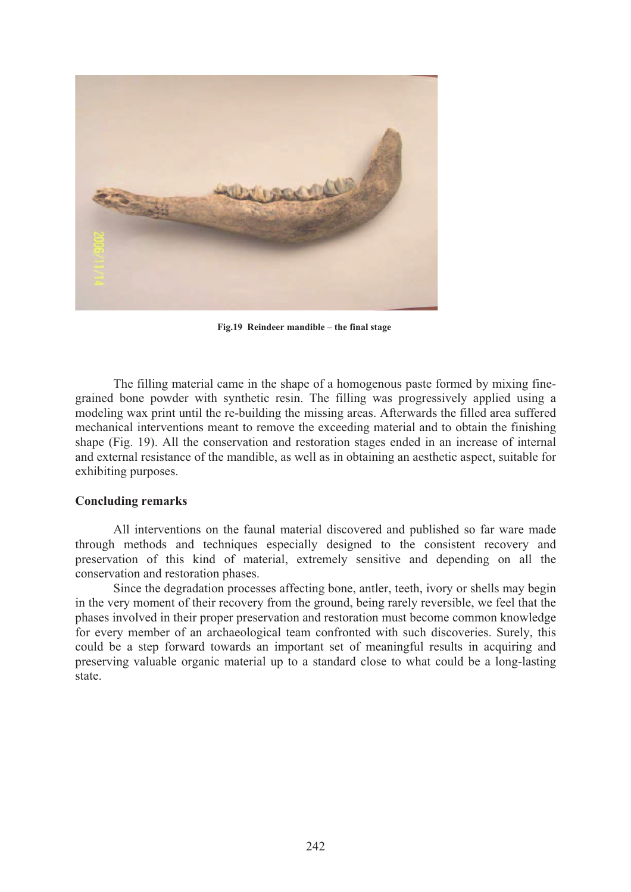Fig.19 Reindeer mandible – the final stage

The filling material came in the shape of a homogenous paste formed by mixing fine-grained bone powder with synthetic resin. The filling was progressively applied using a modeling wax print until the re-building the missing areas. Afterwards the filled area suffered mechanical interventions meant to remove the exceeding material and to obtain the finishing shape (Fig. 19). All the conservation and restoration stages ended in an increase of internal and external resistance of the mandible, as well as in obtaining an aesthetic aspect, suitable for exhibiting purposes.

**Concluding remarks**

All interventions on the faunal material discovered and published so far ware made through methods and techniques especially designed to the consistent recovery and preservation of this kind of material, extremely sensitive and depending on all the conservation and restoration phases.

Since the degradation processes affecting bone, antler, teeth, ivory or shells may begin in the very moment of their recovery from the ground, being rarely reversible, we feel that the phases involved in their proper preservation and restoration must become common knowledge for every member of an archaeological team confronted with such discoveries. Surely, this could be a step forward towards an important set of meaningful results in acquiring and preserving valuable organic material up to a standard close to what could be a long-lasting state.